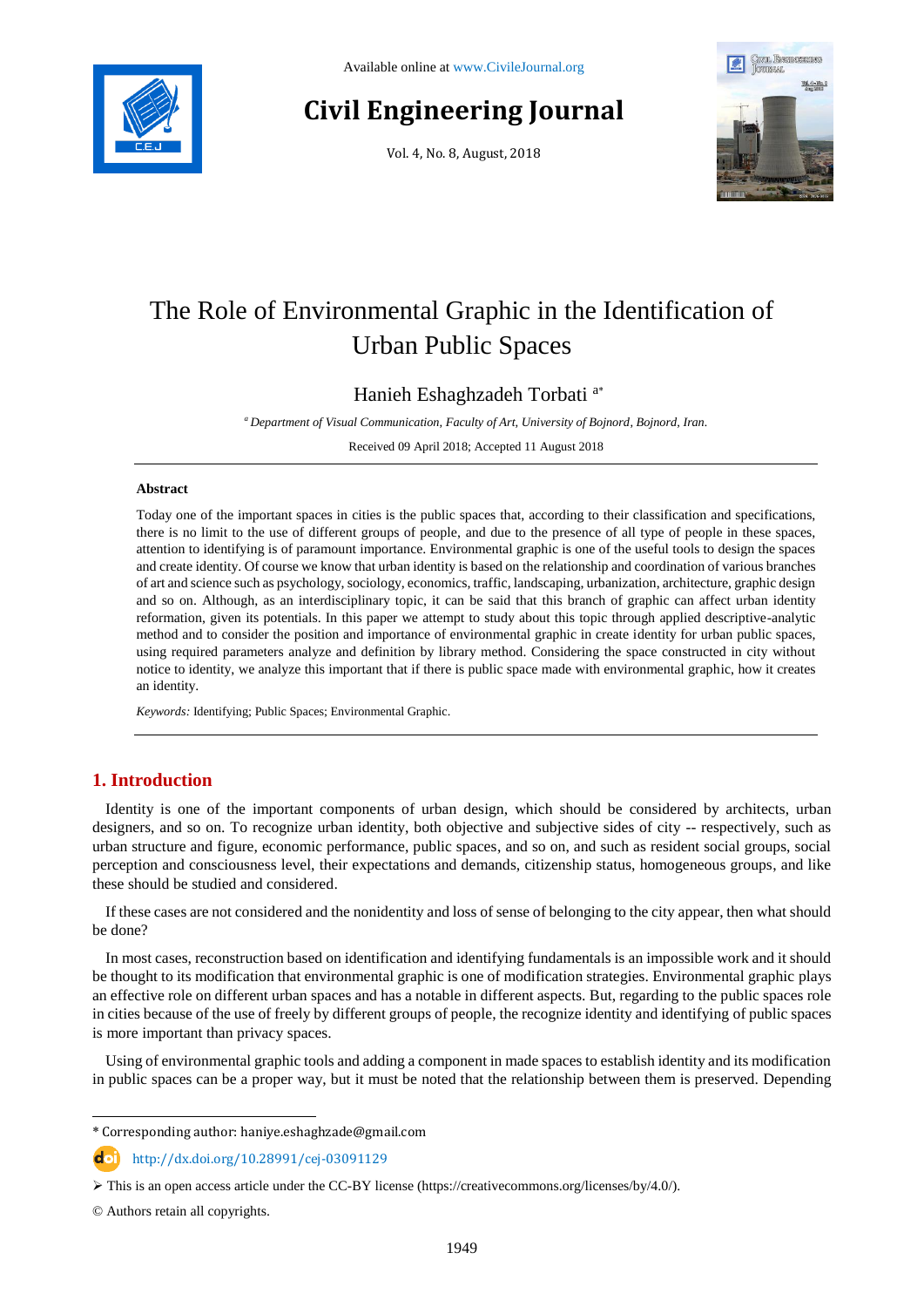Available online at www.CivileJournal.org

# Civil Engineering Journal

Vol. 4, No. 8, August, 2018

# The Role of Environmental Graphic in the Identification of Urban Public Spaces

Hanieh Eshaghzadeh Torbati [a*]

[a] *Department of Visual Communication, Faculty of Art, University of Bojnord, Bojnord, Iran.*

Received 09 April 2018; Accepted 11 August 2018

### Abstract

Today one of the important spaces in cities is the public spaces that, according to their classification and specifications, there is no limit to the use of different groups of people, and due to the presence of all type of people in these spaces, attention to identifying is of paramount importance. Environmental graphic is one of the useful tools to design the spaces and create identity. Of course we know that urban identity is based on the relationship and coordination of various branches of art and science such as psychology, sociology, economics, traffic, landscaping, urbanization, architecture, graphic design and so on. Although, as an interdisciplinary topic, it can be said that this branch of graphic can affect urban identity reformation, given its potentials. In this paper we attempt to study about this topic through applied descriptive-analytic method and to consider the position and importance of environmental graphic in create identity for urban public spaces, using required parameters analyze and definition by library method. Considering the space constructed in city without notice to identity, we analyze this important that if there is public space made with environmental graphic, how it creates an identity.

*Keywords:* Identifying; Public Spaces; Environmental Graphic.

## 1. Introduction

Identity is one of the important components of urban design, which should be considered by architects, urban designers, and so on. To recognize urban identity, both objective and subjective sides of city -- respectively, such as urban structure and figure, economic performance, public spaces, and so on, and such as resident social groups, social perception and consciousness level, their expectations and demands, citizenship status, homogeneous groups, and like these should be studied and considered.

If these cases are not considered and the nonidentity and loss of sense of belonging to the city appear, then what should be done?

In most cases, reconstruction based on identification and identifying fundamentals is an impossible work and it should be thought to its modification that environmental graphic is one of modification strategies. Environmental graphic plays an effective role on different urban spaces and has a notable in different aspects. But, regarding to the public spaces role in cities because of the use of freely by different groups of people, the recognize identity and identifying of public spaces is more important than privacy spaces.

Using of environmental graphic tools and adding a component in made spaces to establish identity and its modification in public spaces can be a proper way, but it must be noted that the relationship between them is preserved. Depending

---

* Corresponding author: haniye.eshaghzade@gmail.com

http://dx.doi.org/10.28991/cej-03091129

➢ This is an open access article under the CC-BY license (https://creativecommons.org/licenses/by/4.0/).

© Authors retain all copyrights.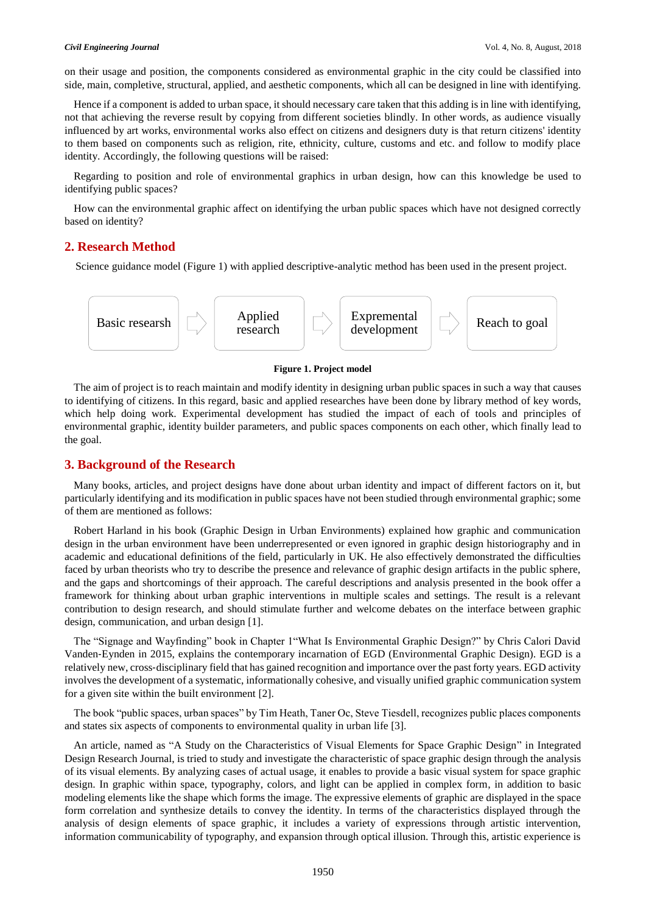on their usage and position, the components considered as environmental graphic in the city could be classified into side, main, completive, structural, applied, and aesthetic components, which all can be designed in line with identifying.

Hence if a component is added to urban space, it should necessary care taken that this adding is in line with identifying, not that achieving the reverse result by copying from different societies blindly. In other words, as audience visually influenced by art works, environmental works also effect on citizens and designers duty is that return citizens' identity to them based on components such as religion, rite, ethnicity, culture, customs and etc. and follow to modify place identity. Accordingly, the following questions will be raised:

Regarding to position and role of environmental graphics in urban design, how can this knowledge be used to identifying public spaces?

How can the environmental graphic affect on identifying the urban public spaces which have not designed correctly based on identity?

## 2. Research Method

Science guidance model (Figure 1) with applied descriptive-analytic method has been used in the present project.

Basic researsh ⇨ Applied research ⇨ Expremental development ⇨ Reach to goal

**Figure 1. Project model**

The aim of project is to reach maintain and modify identity in designing urban public spaces in such a way that causes to identifying of citizens. In this regard, basic and applied researches have been done by library method of key words, which help doing work. Experimental development has studied the impact of each of tools and principles of environmental graphic, identity builder parameters, and public spaces components on each other, which finally lead to the goal.

## 3. Background of the Research

Many books, articles, and project designs have done about urban identity and impact of different factors on it, but particularly identifying and its modification in public spaces have not been studied through environmental graphic; some of them are mentioned as follows:

Robert Harland in his book (Graphic Design in Urban Environments) explained how graphic and communication design in the urban environment have been underrepresented or even ignored in graphic design historiography and in academic and educational definitions of the field, particularly in UK. He also effectively demonstrated the difficulties faced by urban theorists who try to describe the presence and relevance of graphic design artifacts in the public sphere, and the gaps and shortcomings of their approach. The careful descriptions and analysis presented in the book offer a framework for thinking about urban graphic interventions in multiple scales and settings. The result is a relevant contribution to design research, and should stimulate further and welcome debates on the interface between graphic design, communication, and urban design [1].

The "Signage and Wayfinding" book in Chapter 1"What Is Environmental Graphic Design?" by Chris Calori David Vanden-Eynden in 2015, explains the contemporary incarnation of EGD (Environmental Graphic Design). EGD is a relatively new, cross-disciplinary field that has gained recognition and importance over the past forty years. EGD activity involves the development of a systematic, informationally cohesive, and visually unified graphic communication system for a given site within the built environment [2].

The book "public spaces, urban spaces" by Tim Heath, Taner Oc, Steve Tiesdell, recognizes public places components and states six aspects of components to environmental quality in urban life [3].

An article, named as "A Study on the Characteristics of Visual Elements for Space Graphic Design" in Integrated Design Research Journal, is tried to study and investigate the characteristic of space graphic design through the analysis of its visual elements. By analyzing cases of actual usage, it enables to provide a basic visual system for space graphic design. In graphic within space, typography, colors, and light can be applied in complex form, in addition to basic modeling elements like the shape which forms the image. The expressive elements of graphic are displayed in the space form correlation and synthesize details to convey the identity. In terms of the characteristics displayed through the analysis of design elements of space graphic, it includes a variety of expressions through artistic intervention, information communicability of typography, and expansion through optical illusion. Through this, artistic experience is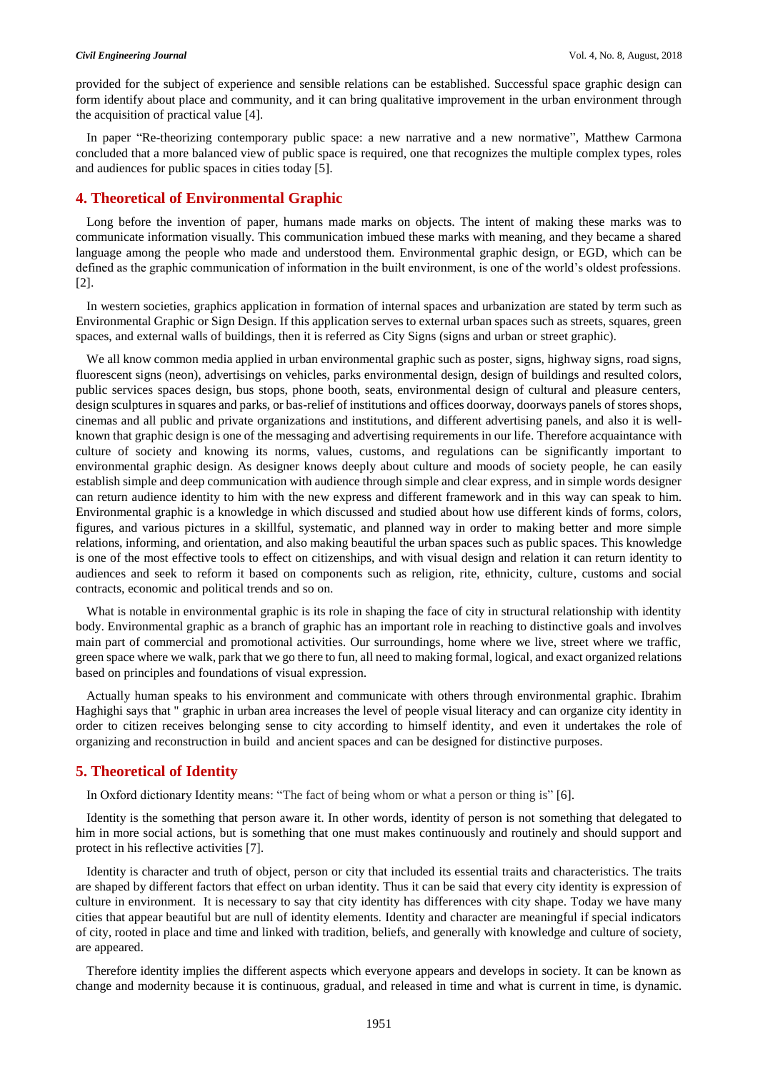provided for the subject of experience and sensible relations can be established. Successful space graphic design can form identify about place and community, and it can bring qualitative improvement in the urban environment through the acquisition of practical value [4].

In paper "Re-theorizing contemporary public space: a new narrative and a new normative", Matthew Carmona concluded that a more balanced view of public space is required, one that recognizes the multiple complex types, roles and audiences for public spaces in cities today [5].

## 4. Theoretical of Environmental Graphic

Long before the invention of paper, humans made marks on objects. The intent of making these marks was to communicate information visually. This communication imbued these marks with meaning, and they became a shared language among the people who made and understood them. Environmental graphic design, or EGD, which can be defined as the graphic communication of information in the built environment, is one of the world's oldest professions. [2].

In western societies, graphics application in formation of internal spaces and urbanization are stated by term such as Environmental Graphic or Sign Design. If this application serves to external urban spaces such as streets, squares, green spaces, and external walls of buildings, then it is referred as City Signs (signs and urban or street graphic).

We all know common media applied in urban environmental graphic such as poster, signs, highway signs, road signs, fluorescent signs (neon), advertisings on vehicles, parks environmental design, design of buildings and resulted colors, public services spaces design, bus stops, phone booth, seats, environmental design of cultural and pleasure centers, design sculptures in squares and parks, or bas-relief of institutions and offices doorway, doorways panels of stores shops, cinemas and all public and private organizations and institutions, and different advertising panels, and also it is well-known that graphic design is one of the messaging and advertising requirements in our life. Therefore acquaintance with culture of society and knowing its norms, values, customs, and regulations can be significantly important to environmental graphic design. As designer knows deeply about culture and moods of society people, he can easily establish simple and deep communication with audience through simple and clear express, and in simple words designer can return audience identity to him with the new express and different framework and in this way can speak to him. Environmental graphic is a knowledge in which discussed and studied about how use different kinds of forms, colors, figures, and various pictures in a skillful, systematic, and planned way in order to making better and more simple relations, informing, and orientation, and also making beautiful the urban spaces such as public spaces. This knowledge is one of the most effective tools to effect on citizenships, and with visual design and relation it can return identity to audiences and seek to reform it based on components such as religion, rite, ethnicity, culture, customs and social contracts, economic and political trends and so on.

What is notable in environmental graphic is its role in shaping the face of city in structural relationship with identity body. Environmental graphic as a branch of graphic has an important role in reaching to distinctive goals and involves main part of commercial and promotional activities. Our surroundings, home where we live, street where we traffic, green space where we walk, park that we go there to fun, all need to making formal, logical, and exact organized relations based on principles and foundations of visual expression.

Actually human speaks to his environment and communicate with others through environmental graphic. Ibrahim Haghighi says that " graphic in urban area increases the level of people visual literacy and can organize city identity in order to citizen receives belonging sense to city according to himself identity, and even it undertakes the role of organizing and reconstruction in build and ancient spaces and can be designed for distinctive purposes.

## 5. Theoretical of Identity

In Oxford dictionary Identity means: "The fact of being whom or what a person or thing is" [6].

Identity is the something that person aware it. In other words, identity of person is not something that delegated to him in more social actions, but is something that one must makes continuously and routinely and should support and protect in his reflective activities [7].

Identity is character and truth of object, person or city that included its essential traits and characteristics. The traits are shaped by different factors that effect on urban identity. Thus it can be said that every city identity is expression of culture in environment. It is necessary to say that city identity has differences with city shape. Today we have many cities that appear beautiful but are null of identity elements. Identity and character are meaningful if special indicators of city, rooted in place and time and linked with tradition, beliefs, and generally with knowledge and culture of society, are appeared.

Therefore identity implies the different aspects which everyone appears and develops in society. It can be known as change and modernity because it is continuous, gradual, and released in time and what is current in time, is dynamic.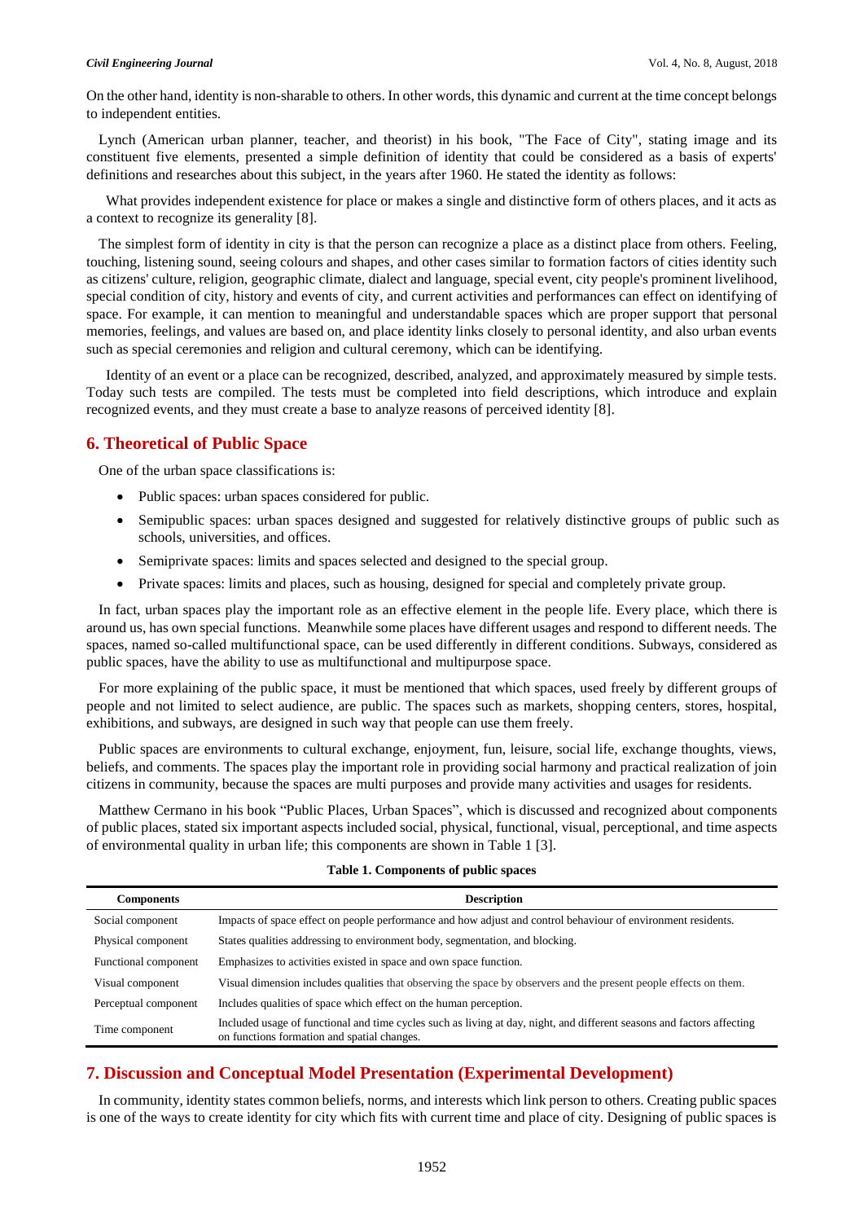On the other hand, identity is non-sharable to others. In other words, this dynamic and current at the time concept belongs to independent entities.

Lynch (American urban planner, teacher, and theorist) in his book, "The Face of City", stating image and its constituent five elements, presented a simple definition of identity that could be considered as a basis of experts' definitions and researches about this subject, in the years after 1960. He stated the identity as follows:

What provides independent existence for place or makes a single and distinctive form of others places, and it acts as a context to recognize its generality [8].

The simplest form of identity in city is that the person can recognize a place as a distinct place from others. Feeling, touching, listening sound, seeing colours and shapes, and other cases similar to formation factors of cities identity such as citizens' culture, religion, geographic climate, dialect and language, special event, city people's prominent livelihood, special condition of city, history and events of city, and current activities and performances can effect on identifying of space. For example, it can mention to meaningful and understandable spaces which are proper support that personal memories, feelings, and values are based on, and place identity links closely to personal identity, and also urban events such as special ceremonies and religion and cultural ceremony, which can be identifying.

Identity of an event or a place can be recognized, described, analyzed, and approximately measured by simple tests. Today such tests are compiled. The tests must be completed into field descriptions, which introduce and explain recognized events, and they must create a base to analyze reasons of perceived identity [8].

## 6. Theoretical of Public Space

One of the urban space classifications is:

- Public spaces: urban spaces considered for public.
- Semipublic spaces: urban spaces designed and suggested for relatively distinctive groups of public such as schools, universities, and offices.
- Semiprivate spaces: limits and spaces selected and designed to the special group.
- Private spaces: limits and places, such as housing, designed for special and completely private group.

In fact, urban spaces play the important role as an effective element in the people life. Every place, which there is around us, has own special functions. Meanwhile some places have different usages and respond to different needs. The spaces, named so-called multifunctional space, can be used differently in different conditions. Subways, considered as public spaces, have the ability to use as multifunctional and multipurpose space.

For more explaining of the public space, it must be mentioned that which spaces, used freely by different groups of people and not limited to select audience, are public. The spaces such as markets, shopping centers, stores, hospital, exhibitions, and subways, are designed in such way that people can use them freely.

Public spaces are environments to cultural exchange, enjoyment, fun, leisure, social life, exchange thoughts, views, beliefs, and comments. The spaces play the important role in providing social harmony and practical realization of join citizens in community, because the spaces are multi purposes and provide many activities and usages for residents.

Matthew Cermano in his book "Public Places, Urban Spaces", which is discussed and recognized about components of public places, stated six important aspects included social, physical, functional, visual, perceptional, and time aspects of environmental quality in urban life; this components are shown in Table 1 [3].

**Table 1. Components of public spaces**

| Components | Description |
|---|---|
| Social component | Impacts of space effect on people performance and how adjust and control behaviour of environment residents. |
| Physical component | States qualities addressing to environment body, segmentation, and blocking. |
| Functional component | Emphasizes to activities existed in space and own space function. |
| Visual component | Visual dimension includes qualities that observing the space by observers and the present people effects on them. |
| Perceptual component | Includes qualities of space which effect on the human perception. |
| Time component | Included usage of functional and time cycles such as living at day, night, and different seasons and factors affecting on functions formation and spatial changes. |

## 7. Discussion and Conceptual Model Presentation (Experimental Development)

In community, identity states common beliefs, norms, and interests which link person to others. Creating public spaces is one of the ways to create identity for city which fits with current time and place of city. Designing of public spaces is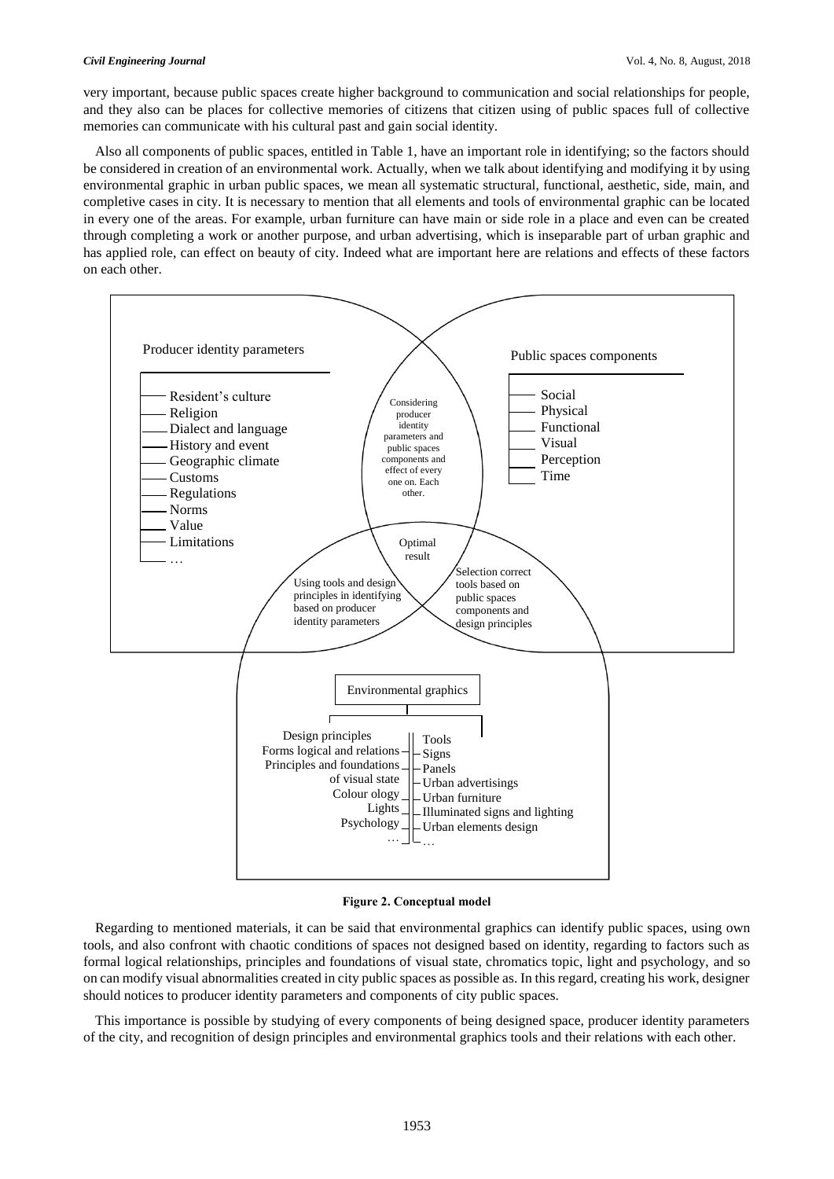very important, because public spaces create higher background to communication and social relationships for people, and they also can be places for collective memories of citizens that citizen using of public spaces full of collective memories can communicate with his cultural past and gain social identity.

Also all components of public spaces, entitled in Table 1, have an important role in identifying; so the factors should be considered in creation of an environmental work. Actually, when we talk about identifying and modifying it by using environmental graphic in urban public spaces, we mean all systematic structural, functional, aesthetic, side, main, and completive cases in city. It is necessary to mention that all elements and tools of environmental graphic can be located in every one of the areas. For example, urban furniture can have main or side role in a place and even can be created through completing a work or another purpose, and urban advertising, which is inseparable part of urban graphic and has applied role, can effect on beauty of city. Indeed what are important here are relations and effects of these factors on each other.

Producer identity parameters
- Resident's culture
- Religion
- Dialect and language
- History and event
- Geographic climate
- Customs
- Regulations
- Norms
- Value
- Limitations
- …

Public spaces components
- Social
- Physical
- Functional
- Visual
- Perception
- Time

Considering producer identity parameters and public spaces components and effect of every one on. Each other.

Optimal result

Using tools and design principles in identifying based on producer identity parameters

Selection correct tools based on public spaces components and design principles

Environmental graphics

Design principles
- Forms logical and relations
- Principles and foundations of visual state
- Colour ology
- Lights
- Psychology
- …

Tools
- Signs
- Panels
- Urban advertisings
- Urban furniture
- Illuminated signs and lighting
- Urban elements design
- …

**Figure 2. Conceptual model**

Regarding to mentioned materials, it can be said that environmental graphics can identify public spaces, using own tools, and also confront with chaotic conditions of spaces not designed based on identity, regarding to factors such as formal logical relationships, principles and foundations of visual state, chromatics topic, light and psychology, and so on can modify visual abnormalities created in city public spaces as possible as. In this regard, creating his work, designer should notices to producer identity parameters and components of city public spaces.

This importance is possible by studying of every components of being designed space, producer identity parameters of the city, and recognition of design principles and environmental graphics tools and their relations with each other.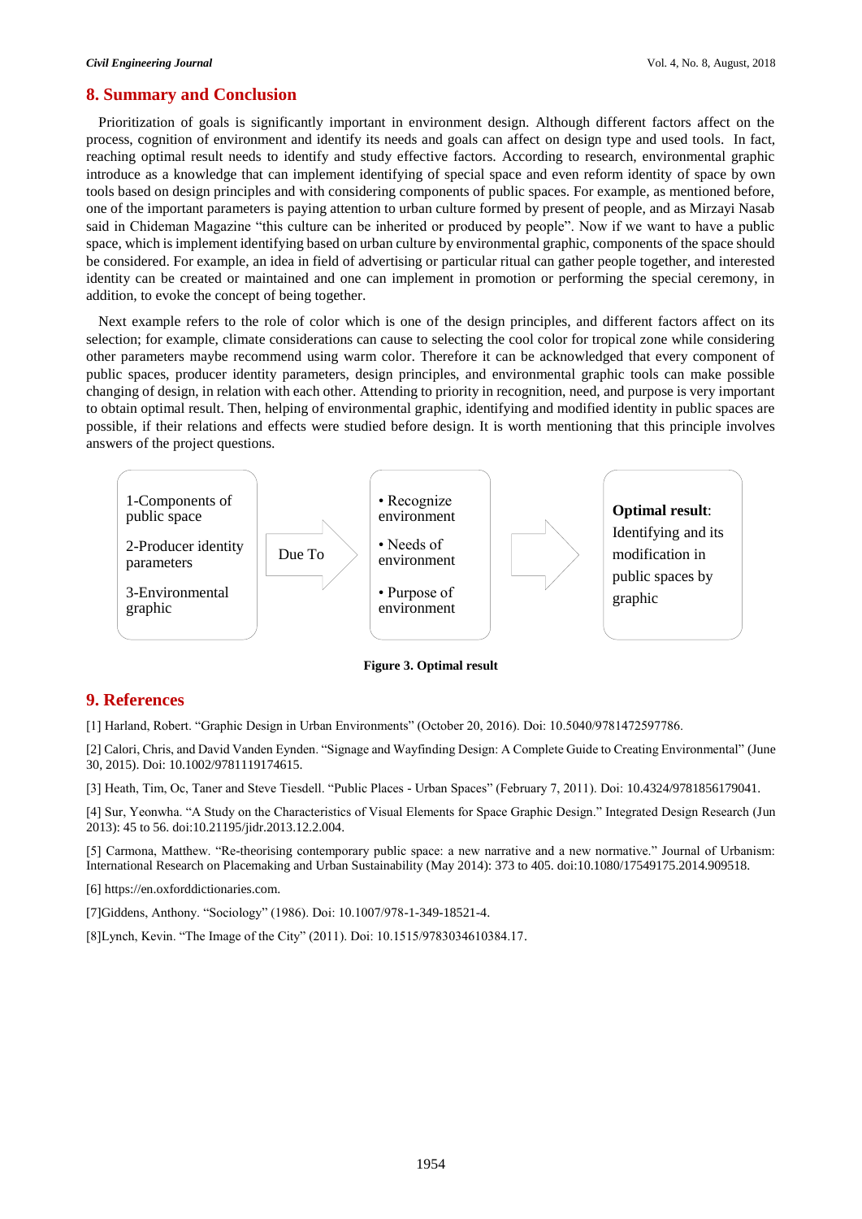## 8. Summary and Conclusion

Prioritization of goals is significantly important in environment design. Although different factors affect on the process, cognition of environment and identify its needs and goals can affect on design type and used tools. In fact, reaching optimal result needs to identify and study effective factors. According to research, environmental graphic introduce as a knowledge that can implement identifying of special space and even reform identity of space by own tools based on design principles and with considering components of public spaces. For example, as mentioned before, one of the important parameters is paying attention to urban culture formed by present of people, and as Mirzayi Nasab said in Chideman Magazine "this culture can be inherited or produced by people". Now if we want to have a public space, which is implement identifying based on urban culture by environmental graphic, components of the space should be considered. For example, an idea in field of advertising or particular ritual can gather people together, and interested identity can be created or maintained and one can implement in promotion or performing the special ceremony, in addition, to evoke the concept of being together.

Next example refers to the role of color which is one of the design principles, and different factors affect on its selection; for example, climate considerations can cause to selecting the cool color for tropical zone while considering other parameters maybe recommend using warm color. Therefore it can be acknowledged that every component of public spaces, producer identity parameters, design principles, and environmental graphic tools can make possible changing of design, in relation with each other. Attending to priority in recognition, need, and purpose is very important to obtain optimal result. Then, helping of environmental graphic, identifying and modified identity in public spaces are possible, if their relations and effects were studied before design. It is worth mentioning that this principle involves answers of the project questions.

1-Components of public space

2-Producer identity parameters

3-Environmental graphic

Due To

• Recognize environment

• Needs of environment

• Purpose of environment

**Optimal result**: Identifying and its modification in public spaces by graphic

**Figure 3. Optimal result**

## 9. References

[1] Harland, Robert. "Graphic Design in Urban Environments" (October 20, 2016). Doi: 10.5040/9781472597786.

[2] Calori, Chris, and David Vanden Eynden. "Signage and Wayfinding Design: A Complete Guide to Creating Environmental" (June 30, 2015). Doi: 10.1002/9781119174615.

[3] Heath, Tim, Oc, Taner and Steve Tiesdell. "Public Places - Urban Spaces" (February 7, 2011). Doi: 10.4324/9781856179041.

[4] Sur, Yeonwha. "A Study on the Characteristics of Visual Elements for Space Graphic Design." Integrated Design Research (Jun 2013): 45 to 56. doi:10.21195/jidr.2013.12.2.004.

[5] Carmona, Matthew. "Re-theorising contemporary public space: a new narrative and a new normative." Journal of Urbanism: International Research on Placemaking and Urban Sustainability (May 2014): 373 to 405. doi:10.1080/17549175.2014.909518.

[6] https://en.oxforddictionaries.com.

[7]Giddens, Anthony. "Sociology" (1986). Doi: 10.1007/978-1-349-18521-4.

[8]Lynch, Kevin. "The Image of the City" (2011). Doi: 10.1515/9783034610384.17.